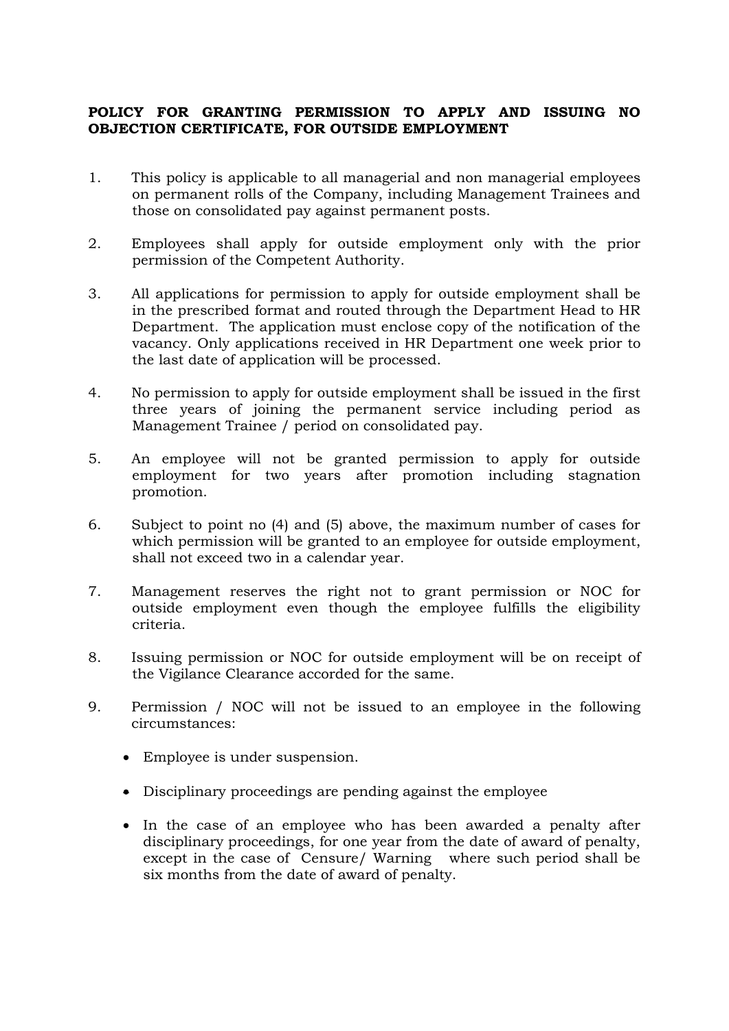**POLICY FOR GRANTING PERMISSION TO APPLY AND ISSUING NO OBJECTION CERTIFICATE, FOR OUTSIDE EMPLOYMENT**

1. This policy is applicable to all managerial and non managerial employees on permanent rolls of the Company, including Management Trainees and those on consolidated pay against permanent posts.

2. Employees shall apply for outside employment only with the prior permission of the Competent Authority.

3. All applications for permission to apply for outside employment shall be in the prescribed format and routed through the Department Head to HR Department. The application must enclose copy of the notification of the vacancy. Only applications received in HR Department one week prior to the last date of application will be processed.

4. No permission to apply for outside employment shall be issued in the first three years of joining the permanent service including period as Management Trainee / period on consolidated pay.

5. An employee will not be granted permission to apply for outside employment for two years after promotion including stagnation promotion.

6. Subject to point no (4) and (5) above, the maximum number of cases for which permission will be granted to an employee for outside employment, shall not exceed two in a calendar year.

7. Management reserves the right not to grant permission or NOC for outside employment even though the employee fulfills the eligibility criteria.

8. Issuing permission or NOC for outside employment will be on receipt of the Vigilance Clearance accorded for the same.

9. Permission / NOC will not be issued to an employee in the following circumstances:

   - Employee is under suspension.

   - Disciplinary proceedings are pending against the employee

   - In the case of an employee who has been awarded a penalty after disciplinary proceedings, for one year from the date of award of penalty, except in the case of Censure/ Warning where such period shall be six months from the date of award of penalty.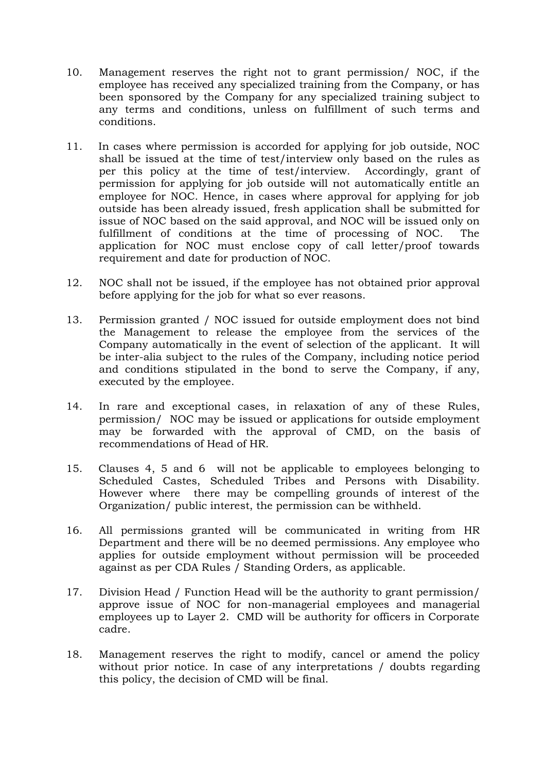10. Management reserves the right not to grant permission/ NOC, if the employee has received any specialized training from the Company, or has been sponsored by the Company for any specialized training subject to any terms and conditions, unless on fulfillment of such terms and conditions.

11. In cases where permission is accorded for applying for job outside, NOC shall be issued at the time of test/interview only based on the rules as per this policy at the time of test/interview. Accordingly, grant of permission for applying for job outside will not automatically entitle an employee for NOC. Hence, in cases where approval for applying for job outside has been already issued, fresh application shall be submitted for issue of NOC based on the said approval, and NOC will be issued only on fulfillment of conditions at the time of processing of NOC. The application for NOC must enclose copy of call letter/proof towards requirement and date for production of NOC.

12. NOC shall not be issued, if the employee has not obtained prior approval before applying for the job for what so ever reasons.

13. Permission granted / NOC issued for outside employment does not bind the Management to release the employee from the services of the Company automatically in the event of selection of the applicant. It will be inter-alia subject to the rules of the Company, including notice period and conditions stipulated in the bond to serve the Company, if any, executed by the employee.

14. In rare and exceptional cases, in relaxation of any of these Rules, permission/ NOC may be issued or applications for outside employment may be forwarded with the approval of CMD, on the basis of recommendations of Head of HR.

15. Clauses 4, 5 and 6 will not be applicable to employees belonging to Scheduled Castes, Scheduled Tribes and Persons with Disability. However where there may be compelling grounds of interest of the Organization/ public interest, the permission can be withheld.

16. All permissions granted will be communicated in writing from HR Department and there will be no deemed permissions. Any employee who applies for outside employment without permission will be proceeded against as per CDA Rules / Standing Orders, as applicable.

17. Division Head / Function Head will be the authority to grant permission/ approve issue of NOC for non-managerial employees and managerial employees up to Layer 2. CMD will be authority for officers in Corporate cadre.

18. Management reserves the right to modify, cancel or amend the policy without prior notice. In case of any interpretations / doubts regarding this policy, the decision of CMD will be final.